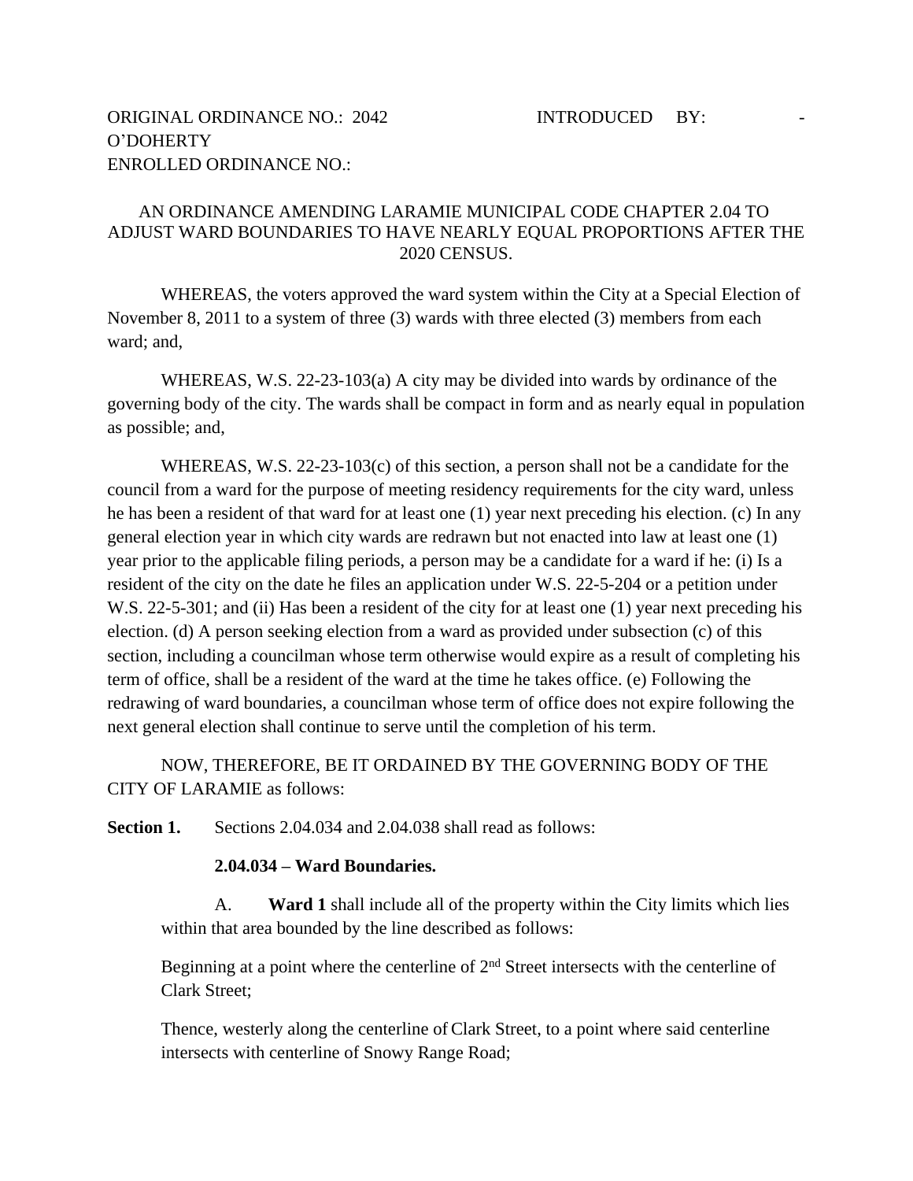ORIGINAL ORDINANCE NO.: 2042 INTRODUCED BY: - O'DOHERTY
ENROLLED ORDINANCE NO.:

AN ORDINANCE AMENDING LARAMIE MUNICIPAL CODE CHAPTER 2.04 TO ADJUST WARD BOUNDARIES TO HAVE NEARLY EQUAL PROPORTIONS AFTER THE 2020 CENSUS.

WHEREAS, the voters approved the ward system within the City at a Special Election of November 8, 2011 to a system of three (3) wards with three elected (3) members from each ward; and,

WHEREAS, W.S. 22-23-103(a) A city may be divided into wards by ordinance of the governing body of the city. The wards shall be compact in form and as nearly equal in population as possible; and,

WHEREAS, W.S. 22-23-103(c) of this section, a person shall not be a candidate for the council from a ward for the purpose of meeting residency requirements for the city ward, unless he has been a resident of that ward for at least one (1) year next preceding his election. (c) In any general election year in which city wards are redrawn but not enacted into law at least one (1) year prior to the applicable filing periods, a person may be a candidate for a ward if he: (i) Is a resident of the city on the date he files an application under W.S. 22-5-204 or a petition under W.S. 22-5-301; and (ii) Has been a resident of the city for at least one (1) year next preceding his election. (d) A person seeking election from a ward as provided under subsection (c) of this section, including a councilman whose term otherwise would expire as a result of completing his term of office, shall be a resident of the ward at the time he takes office. (e) Following the redrawing of ward boundaries, a councilman whose term of office does not expire following the next general election shall continue to serve until the completion of his term.

NOW, THEREFORE, BE IT ORDAINED BY THE GOVERNING BODY OF THE CITY OF LARAMIE as follows:

**Section 1.** Sections 2.04.034 and 2.04.038 shall read as follows:

**2.04.034 – Ward Boundaries.**

A. **Ward 1** shall include all of the property within the City limits which lies within that area bounded by the line described as follows:

Beginning at a point where the centerline of 2nd Street intersects with the centerline of Clark Street;

Thence, westerly along the centerline of Clark Street, to a point where said centerline intersects with centerline of Snowy Range Road;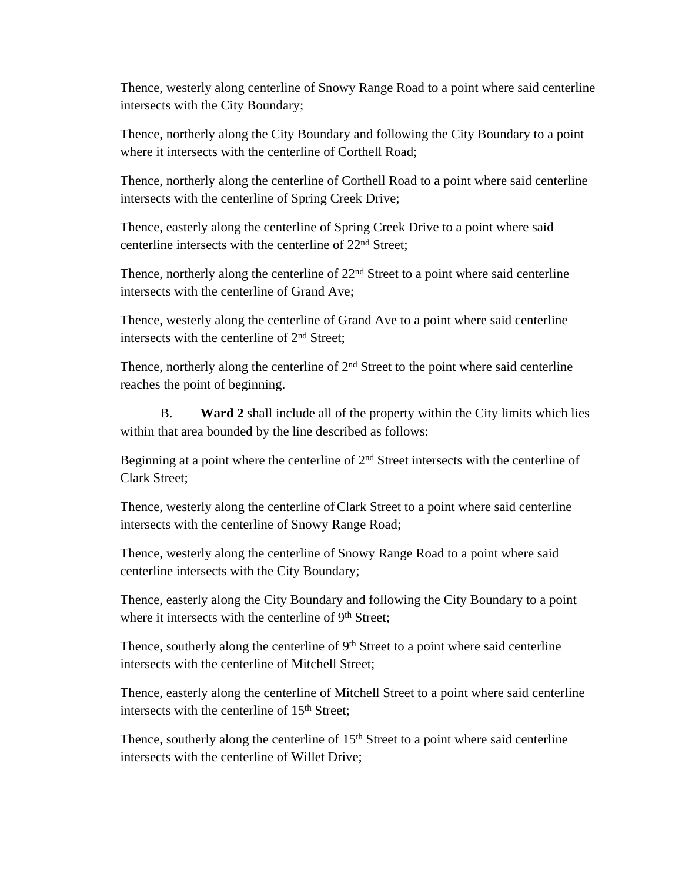Thence, westerly along centerline of Snowy Range Road to a point where said centerline intersects with the City Boundary;

Thence, northerly along the City Boundary and following the City Boundary to a point where it intersects with the centerline of Corthell Road;

Thence, northerly along the centerline of Corthell Road to a point where said centerline intersects with the centerline of Spring Creek Drive;

Thence, easterly along the centerline of Spring Creek Drive to a point where said centerline intersects with the centerline of 22nd Street;

Thence, northerly along the centerline of 22nd Street to a point where said centerline intersects with the centerline of Grand Ave;

Thence, westerly along the centerline of Grand Ave to a point where said centerline intersects with the centerline of 2nd Street;

Thence, northerly along the centerline of 2nd Street to the point where said centerline reaches the point of beginning.

B. **Ward 2** shall include all of the property within the City limits which lies within that area bounded by the line described as follows:

Beginning at a point where the centerline of 2nd Street intersects with the centerline of Clark Street;

Thence, westerly along the centerline of Clark Street to a point where said centerline intersects with the centerline of Snowy Range Road;

Thence, westerly along the centerline of Snowy Range Road to a point where said centerline intersects with the City Boundary;

Thence, easterly along the City Boundary and following the City Boundary to a point where it intersects with the centerline of 9th Street;

Thence, southerly along the centerline of 9th Street to a point where said centerline intersects with the centerline of Mitchell Street;

Thence, easterly along the centerline of Mitchell Street to a point where said centerline intersects with the centerline of 15th Street;

Thence, southerly along the centerline of 15th Street to a point where said centerline intersects with the centerline of Willet Drive;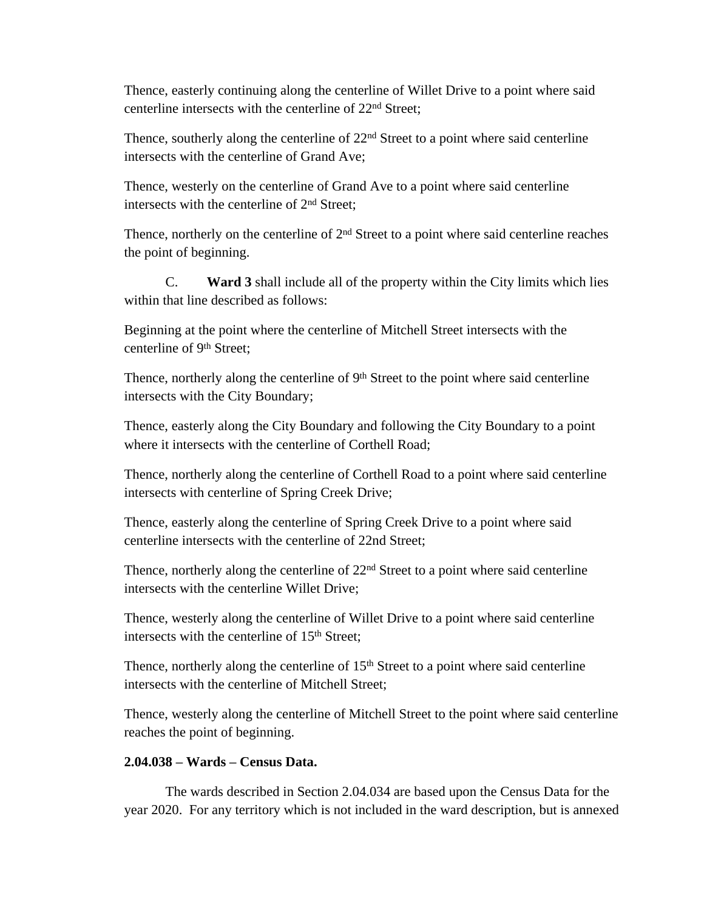Thence, easterly continuing along the centerline of Willet Drive to a point where said centerline intersects with the centerline of 22nd Street;

Thence, southerly along the centerline of 22nd Street to a point where said centerline intersects with the centerline of Grand Ave;

Thence, westerly on the centerline of Grand Ave to a point where said centerline intersects with the centerline of 2nd Street;

Thence, northerly on the centerline of 2nd Street to a point where said centerline reaches the point of beginning.

C. **Ward 3** shall include all of the property within the City limits which lies within that line described as follows:

Beginning at the point where the centerline of Mitchell Street intersects with the centerline of 9th Street;

Thence, northerly along the centerline of 9th Street to the point where said centerline intersects with the City Boundary;

Thence, easterly along the City Boundary and following the City Boundary to a point where it intersects with the centerline of Corthell Road;

Thence, northerly along the centerline of Corthell Road to a point where said centerline intersects with centerline of Spring Creek Drive;

Thence, easterly along the centerline of Spring Creek Drive to a point where said centerline intersects with the centerline of 22nd Street;

Thence, northerly along the centerline of 22nd Street to a point where said centerline intersects with the centerline Willet Drive;

Thence, westerly along the centerline of Willet Drive to a point where said centerline intersects with the centerline of 15th Street;

Thence, northerly along the centerline of 15th Street to a point where said centerline intersects with the centerline of Mitchell Street;

Thence, westerly along the centerline of Mitchell Street to the point where said centerline reaches the point of beginning.

**2.04.038 – Wards – Census Data.**

The wards described in Section 2.04.034 are based upon the Census Data for the year 2020. For any territory which is not included in the ward description, but is annexed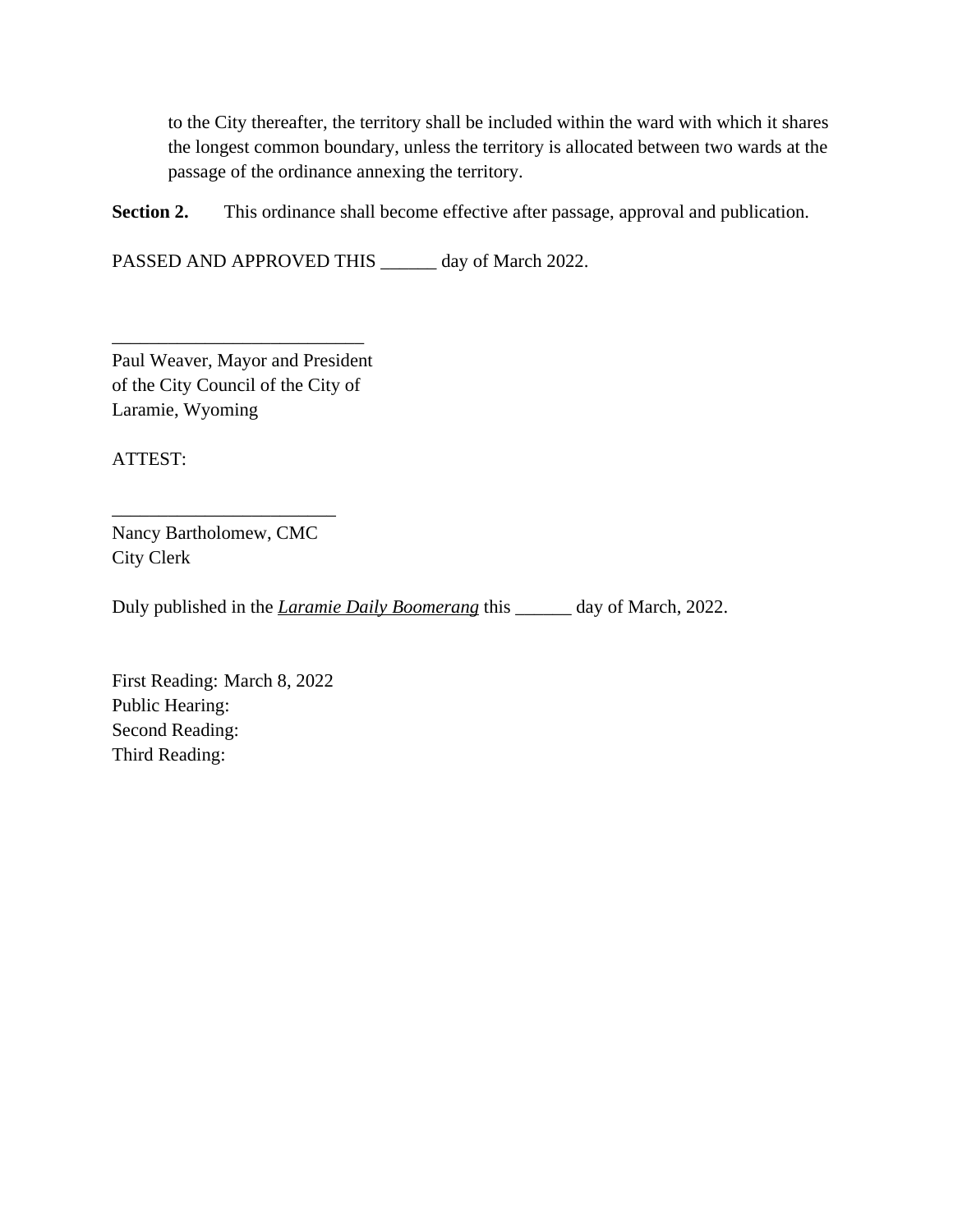to the City thereafter, the territory shall be included within the ward with which it shares the longest common boundary, unless the territory is allocated between two wards at the passage of the ordinance annexing the territory.

**Section 2.** This ordinance shall become effective after passage, approval and publication.

PASSED AND APPROVED THIS ______ day of March 2022.

___________________________
Paul Weaver, Mayor and President
of the City Council of the City of
Laramie, Wyoming

ATTEST:

________________________
Nancy Bartholomew, CMC
City Clerk

Duly published in the ***Laramie Daily Boomerang*** this ______ day of March, 2022.

First Reading: March 8, 2022
Public Hearing:
Second Reading:
Third Reading: